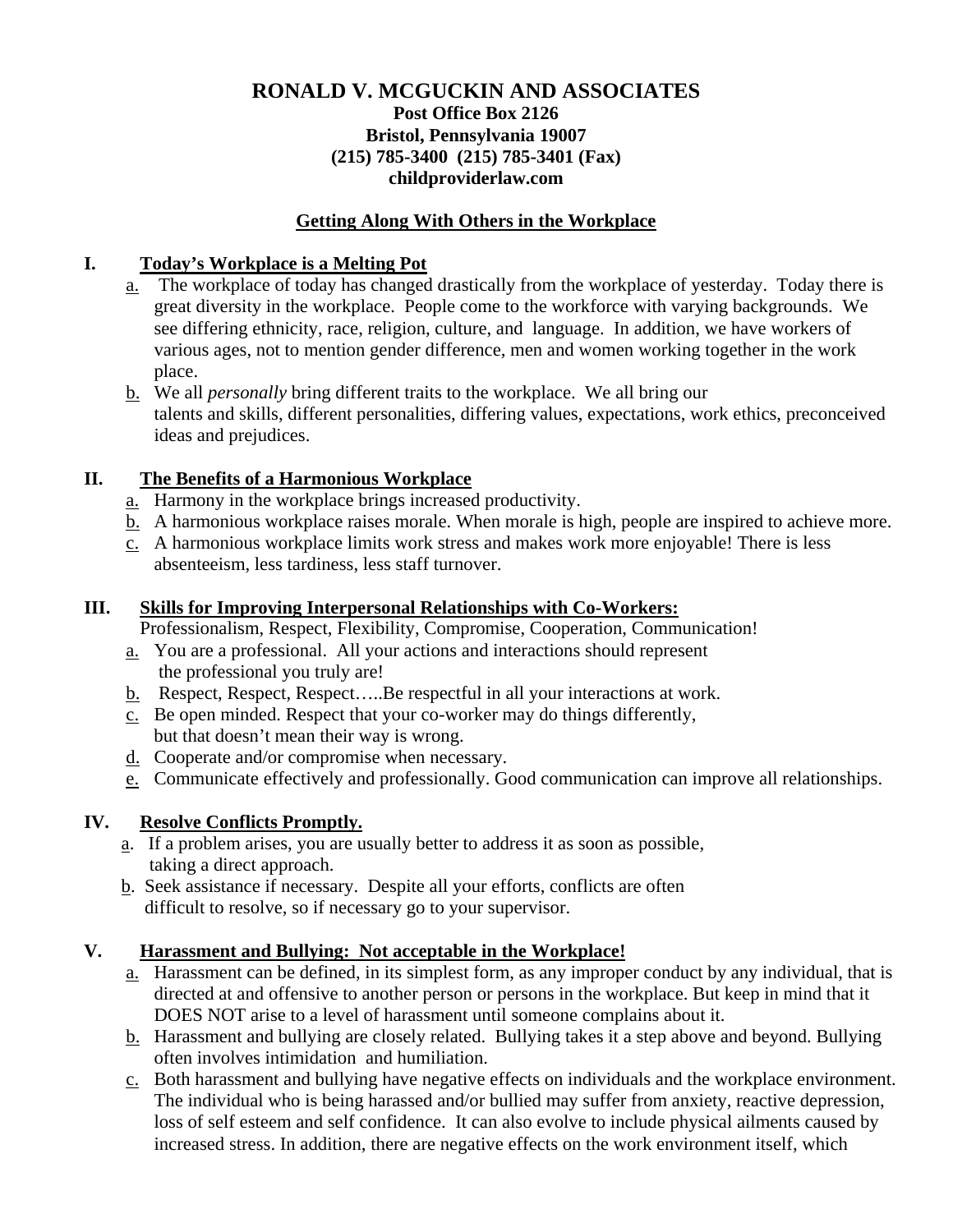# RONALD V. MCGUCKIN AND ASSOCIATES

**Post Office Box 2126**
**Bristol, Pennsylvania 19007**
**(215) 785-3400 (215) 785-3401 (Fax)**
**childproviderlaw.com**

## Getting Along With Others in the Workplace

### I. Today's Workplace is a Melting Pot

a. The workplace of today has changed drastically from the workplace of yesterday. Today there is great diversity in the workplace. People come to the workforce with varying backgrounds. We see differing ethnicity, race, religion, culture, and language. In addition, we have workers of various ages, not to mention gender difference, men and women working together in the work place.

b. We all *personally* bring different traits to the workplace. We all bring our talents and skills, different personalities, differing values, expectations, work ethics, preconceived ideas and prejudices.

### II. The Benefits of a Harmonious Workplace

a. Harmony in the workplace brings increased productivity.

b. A harmonious workplace raises morale. When morale is high, people are inspired to achieve more.

c. A harmonious workplace limits work stress and makes work more enjoyable! There is less absenteeism, less tardiness, less staff turnover.

### III. Skills for Improving Interpersonal Relationships with Co-Workers:

Professionalism, Respect, Flexibility, Compromise, Cooperation, Communication!

a. You are a professional. All your actions and interactions should represent the professional you truly are!

b. Respect, Respect, Respect…..Be respectful in all your interactions at work.

c. Be open minded. Respect that your co-worker may do things differently, but that doesn't mean their way is wrong.

d. Cooperate and/or compromise when necessary.

e. Communicate effectively and professionally. Good communication can improve all relationships.

### IV. Resolve Conflicts Promptly.

a. If a problem arises, you are usually better to address it as soon as possible, taking a direct approach.

b. Seek assistance if necessary. Despite all your efforts, conflicts are often difficult to resolve, so if necessary go to your supervisor.

### V. Harassment and Bullying: Not acceptable in the Workplace!

a. Harassment can be defined, in its simplest form, as any improper conduct by any individual, that is directed at and offensive to another person or persons in the workplace. But keep in mind that it DOES NOT arise to a level of harassment until someone complains about it.

b. Harassment and bullying are closely related. Bullying takes it a step above and beyond. Bullying often involves intimidation and humiliation.

c. Both harassment and bullying have negative effects on individuals and the workplace environment. The individual who is being harassed and/or bullied may suffer from anxiety, reactive depression, loss of self esteem and self confidence. It can also evolve to include physical ailments caused by increased stress. In addition, there are negative effects on the work environment itself, which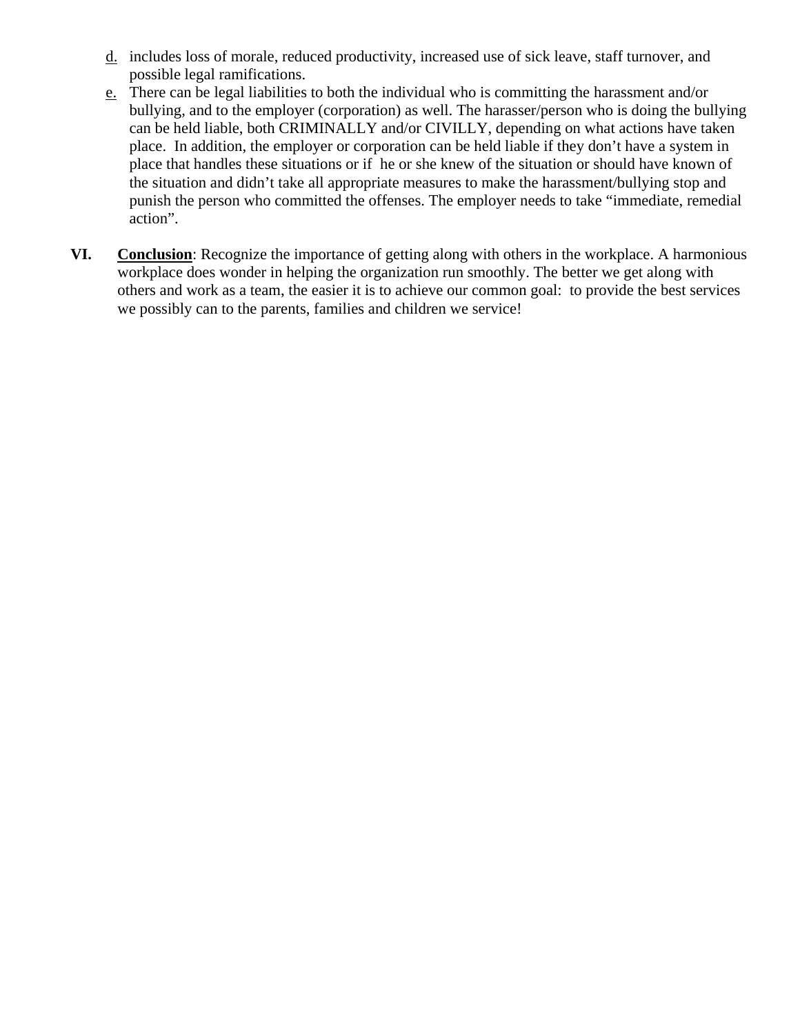d. includes loss of morale, reduced productivity, increased use of sick leave, staff turnover, and possible legal ramifications.

e. There can be legal liabilities to both the individual who is committing the harassment and/or bullying, and to the employer (corporation) as well. The harasser/person who is doing the bullying can be held liable, both CRIMINALLY and/or CIVILLY, depending on what actions have taken place. In addition, the employer or corporation can be held liable if they don't have a system in place that handles these situations or if he or she knew of the situation or should have known of the situation and didn't take all appropriate measures to make the harassment/bullying stop and punish the person who committed the offenses. The employer needs to take "immediate, remedial action".

**VI.** **Conclusion**: Recognize the importance of getting along with others in the workplace. A harmonious workplace does wonder in helping the organization run smoothly. The better we get along with others and work as a team, the easier it is to achieve our common goal: to provide the best services we possibly can to the parents, families and children we service!